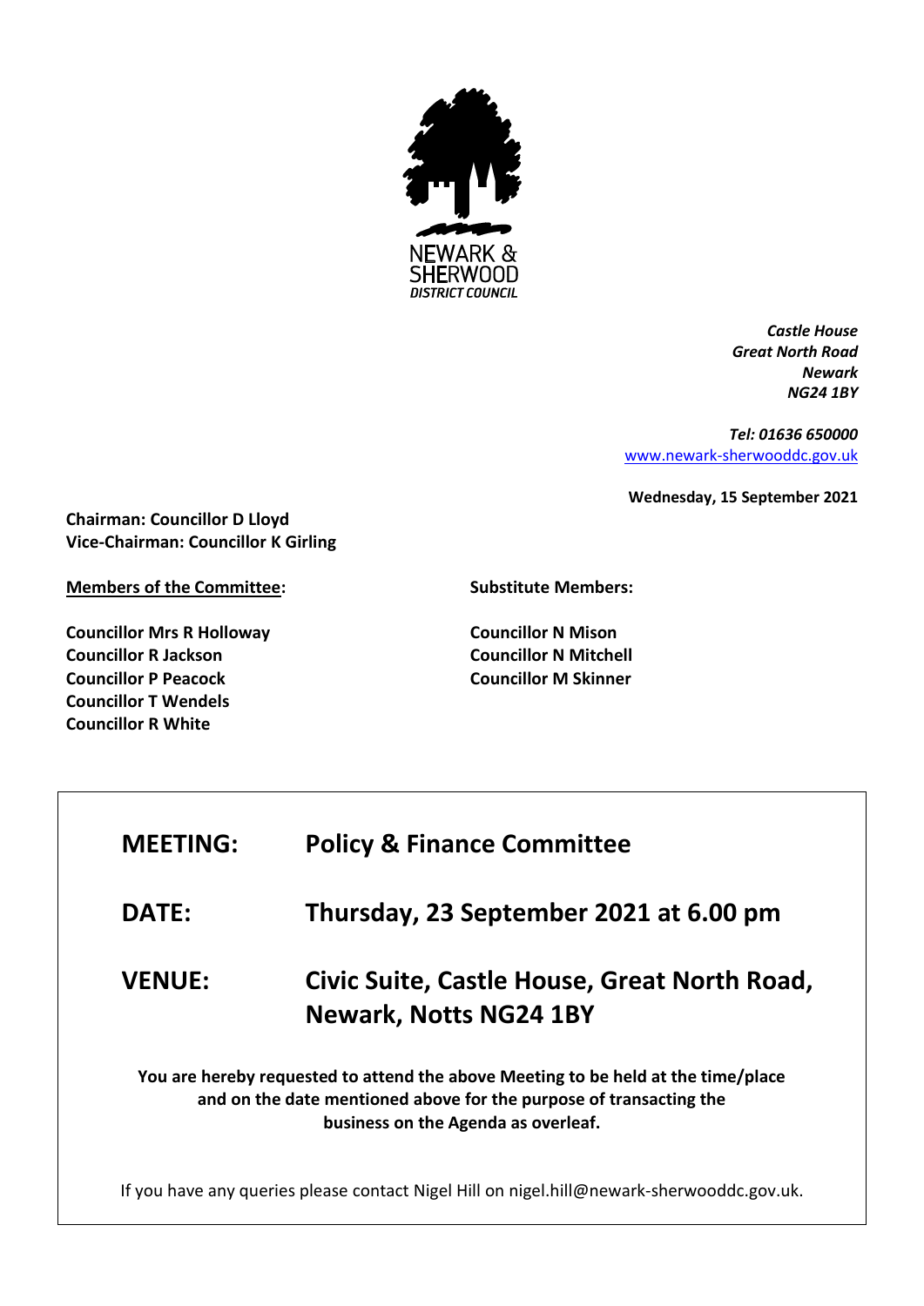NEWARK & SHERWOOD DISTRICT COUNCIL

*Castle House*
*Great North Road*
*Newark*
*NG24 1BY*

*Tel: 01636 650000*
[www.newark-sherwooddc.gov.uk](http://www.newark-sherwooddc.gov.uk)

**Wednesday, 15 September 2021**

**Chairman: Councillor D Lloyd**
**Vice-Chairman: Councillor K Girling**

**Members of the Committee:**

**Councillor Mrs R Holloway**
**Councillor R Jackson**
**Councillor P Peacock**
**Councillor T Wendels**
**Councillor R White**

**Substitute Members:**

**Councillor N Mison**
**Councillor N Mitchell**
**Councillor M Skinner**

| | |
|---|---|
| **MEETING:** | **Policy & Finance Committee** |
| **DATE:** | **Thursday, 23 September 2021 at 6.00 pm** |
| **VENUE:** | **Civic Suite, Castle House, Great North Road, Newark, Notts NG24 1BY** |

**You are hereby requested to attend the above Meeting to be held at the time/place and on the date mentioned above for the purpose of transacting the business on the Agenda as overleaf.**

If you have any queries please contact Nigel Hill on nigel.hill@newark-sherwooddc.gov.uk.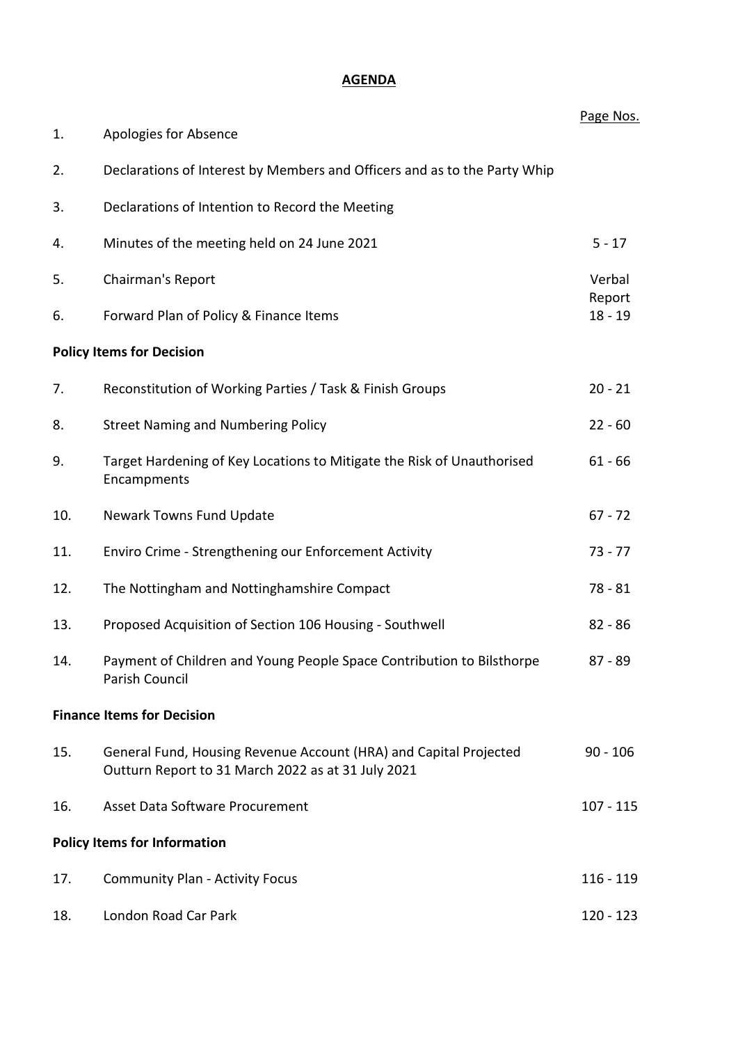# AGENDA

| | | Page Nos. |
|---|---|---|
| 1. | Apologies for Absence | |
| 2. | Declarations of Interest by Members and Officers and as to the Party Whip | |
| 3. | Declarations of Intention to Record the Meeting | |
| 4. | Minutes of the meeting held on 24 June 2021 | 5 - 17 |
| 5. | Chairman's Report | Verbal Report |
| 6. | Forward Plan of Policy & Finance Items | 18 - 19 |
| **Policy Items for Decision** | | |
| 7. | Reconstitution of Working Parties / Task & Finish Groups | 20 - 21 |
| 8. | Street Naming and Numbering Policy | 22 - 60 |
| 9. | Target Hardening of Key Locations to Mitigate the Risk of Unauthorised Encampments | 61 - 66 |
| 10. | Newark Towns Fund Update | 67 - 72 |
| 11. | Enviro Crime - Strengthening our Enforcement Activity | 73 - 77 |
| 12. | The Nottingham and Nottinghamshire Compact | 78 - 81 |
| 13. | Proposed Acquisition of Section 106 Housing - Southwell | 82 - 86 |
| 14. | Payment of Children and Young People Space Contribution to Bilsthorpe Parish Council | 87 - 89 |
| **Finance Items for Decision** | | |
| 15. | General Fund, Housing Revenue Account (HRA) and Capital Projected Outturn Report to 31 March 2022 as at 31 July 2021 | 90 - 106 |
| 16. | Asset Data Software Procurement | 107 - 115 |
| **Policy Items for Information** | | |
| 17. | Community Plan - Activity Focus | 116 - 119 |
| 18. | London Road Car Park | 120 - 123 |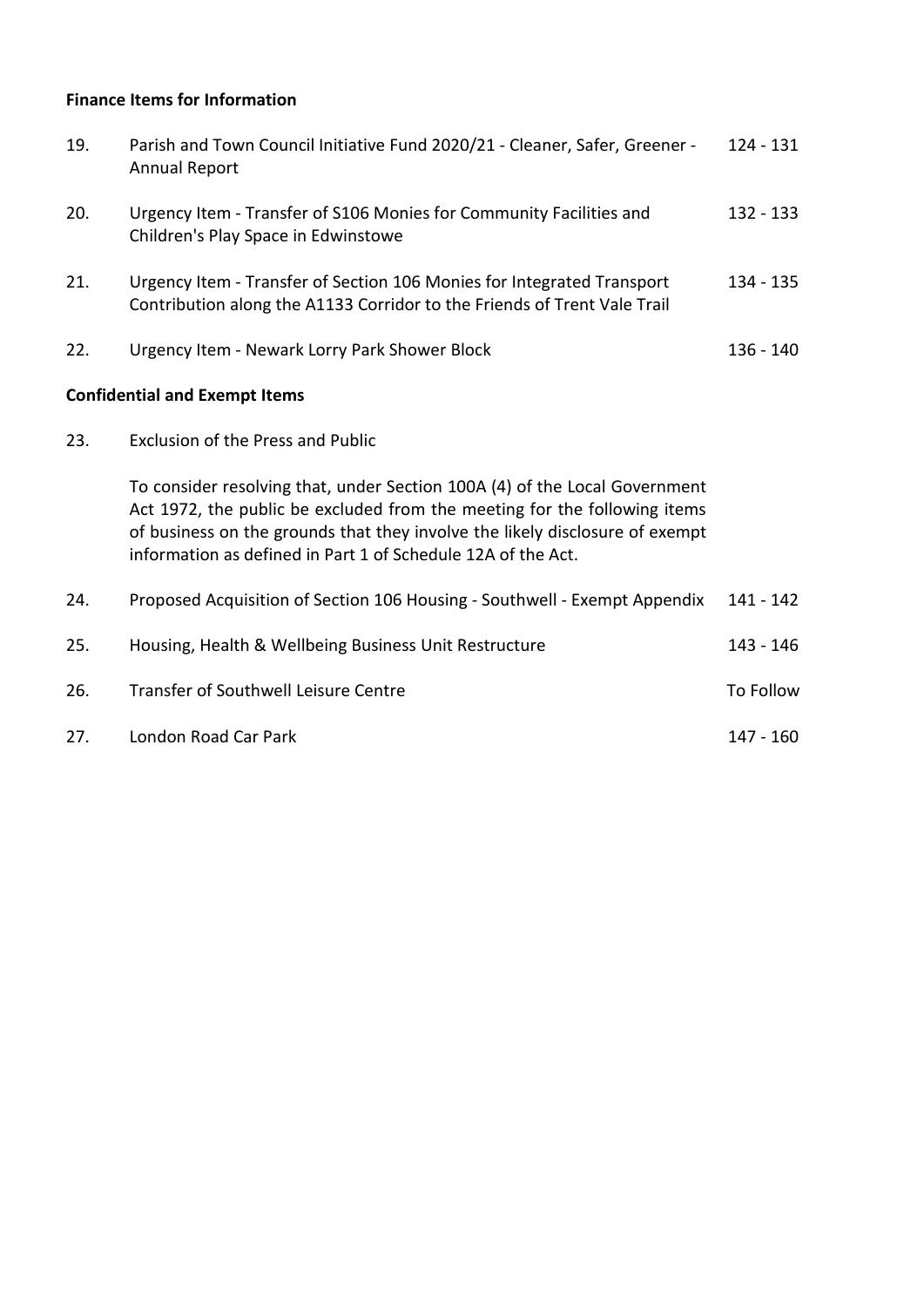**Finance Items for Information**

| | | |
|---|---|---|
| 19. | Parish and Town Council Initiative Fund 2020/21 - Cleaner, Safer, Greener - Annual Report | 124 - 131 |
| 20. | Urgency Item - Transfer of S106 Monies for Community Facilities and Children's Play Space in Edwinstowe | 132 - 133 |
| 21. | Urgency Item - Transfer of Section 106 Monies for Integrated Transport Contribution along the A1133 Corridor to the Friends of Trent Vale Trail | 134 - 135 |
| 22. | Urgency Item - Newark Lorry Park Shower Block | 136 - 140 |

**Confidential and Exempt Items**

23. Exclusion of the Press and Public

To consider resolving that, under Section 100A (4) of the Local Government Act 1972, the public be excluded from the meeting for the following items of business on the grounds that they involve the likely disclosure of exempt information as defined in Part 1 of Schedule 12A of the Act.

| | | |
|---|---|---|
| 24. | Proposed Acquisition of Section 106 Housing - Southwell - Exempt Appendix | 141 - 142 |
| 25. | Housing, Health & Wellbeing Business Unit Restructure | 143 - 146 |
| 26. | Transfer of Southwell Leisure Centre | To Follow |
| 27. | London Road Car Park | 147 - 160 |